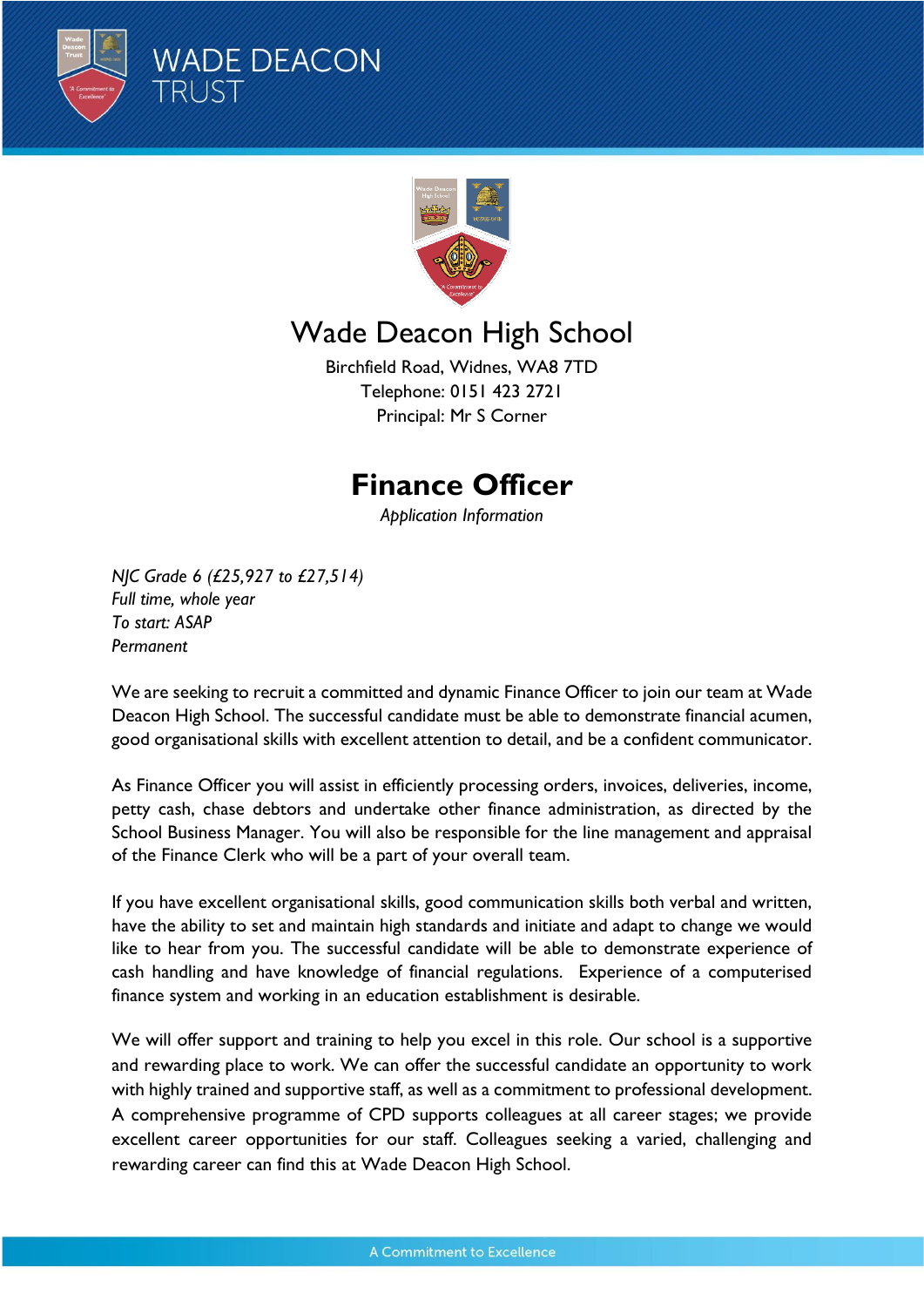WADE DEACON TRUST

# Wade Deacon High School

Birchfield Road, Widnes, WA8 7TD
Telephone: 0151 423 2721
Principal: Mr S Corner

## Finance Officer

*Application Information*

*NJC Grade 6 (£25,927 to £27,514)*
*Full time, whole year*
*To start: ASAP*
*Permanent*

We are seeking to recruit a committed and dynamic Finance Officer to join our team at Wade Deacon High School. The successful candidate must be able to demonstrate financial acumen, good organisational skills with excellent attention to detail, and be a confident communicator.

As Finance Officer you will assist in efficiently processing orders, invoices, deliveries, income, petty cash, chase debtors and undertake other finance administration, as directed by the School Business Manager. You will also be responsible for the line management and appraisal of the Finance Clerk who will be a part of your overall team.

If you have excellent organisational skills, good communication skills both verbal and written, have the ability to set and maintain high standards and initiate and adapt to change we would like to hear from you. The successful candidate will be able to demonstrate experience of cash handling and have knowledge of financial regulations. Experience of a computerised finance system and working in an education establishment is desirable.

We will offer support and training to help you excel in this role. Our school is a supportive and rewarding place to work. We can offer the successful candidate an opportunity to work with highly trained and supportive staff, as well as a commitment to professional development. A comprehensive programme of CPD supports colleagues at all career stages; we provide excellent career opportunities for our staff. Colleagues seeking a varied, challenging and rewarding career can find this at Wade Deacon High School.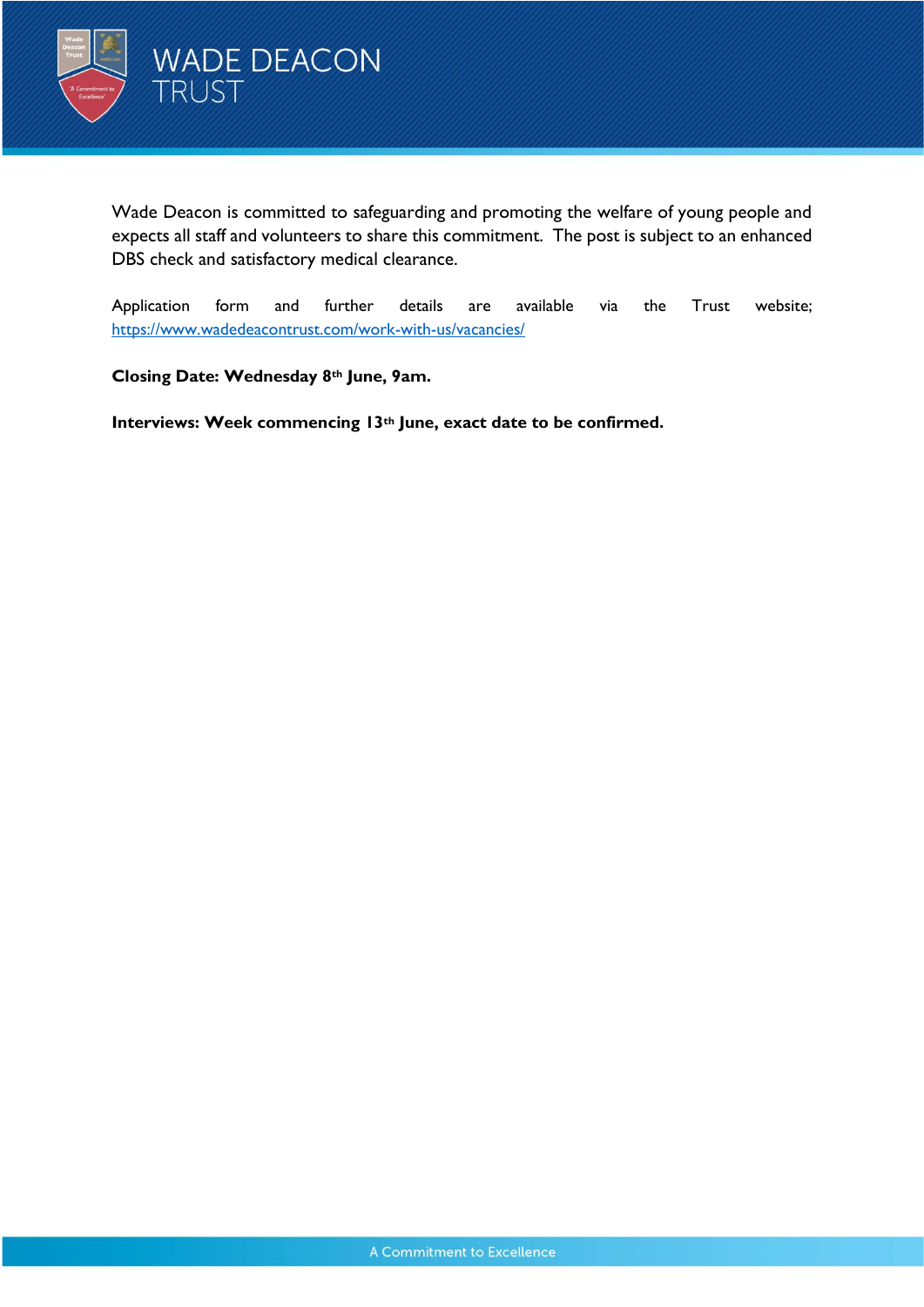Wade Deacon is committed to safeguarding and promoting the welfare of young people and expects all staff and volunteers to share this commitment. The post is subject to an enhanced DBS check and satisfactory medical clearance.

Application form and further details are available via the Trust website; https://www.wadedeacontrust.com/work-with-us/vacancies/

**Closing Date: Wednesday 8th June, 9am.**

**Interviews: Week commencing 13th June, exact date to be confirmed.**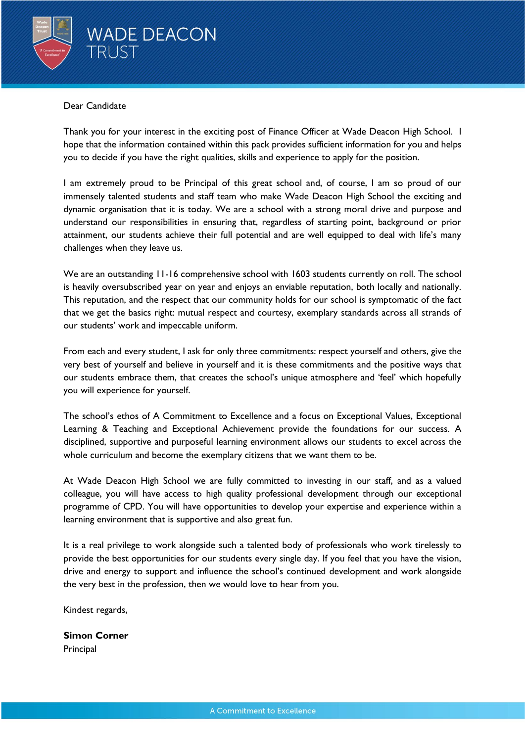Dear Candidate

Thank you for your interest in the exciting post of Finance Officer at Wade Deacon High School. I hope that the information contained within this pack provides sufficient information for you and helps you to decide if you have the right qualities, skills and experience to apply for the position.

I am extremely proud to be Principal of this great school and, of course, I am so proud of our immensely talented students and staff team who make Wade Deacon High School the exciting and dynamic organisation that it is today. We are a school with a strong moral drive and purpose and understand our responsibilities in ensuring that, regardless of starting point, background or prior attainment, our students achieve their full potential and are well equipped to deal with life's many challenges when they leave us.

We are an outstanding 11-16 comprehensive school with 1603 students currently on roll. The school is heavily oversubscribed year on year and enjoys an enviable reputation, both locally and nationally. This reputation, and the respect that our community holds for our school is symptomatic of the fact that we get the basics right: mutual respect and courtesy, exemplary standards across all strands of our students' work and impeccable uniform.

From each and every student, I ask for only three commitments: respect yourself and others, give the very best of yourself and believe in yourself and it is these commitments and the positive ways that our students embrace them, that creates the school's unique atmosphere and 'feel' which hopefully you will experience for yourself.

The school's ethos of A Commitment to Excellence and a focus on Exceptional Values, Exceptional Learning & Teaching and Exceptional Achievement provide the foundations for our success. A disciplined, supportive and purposeful learning environment allows our students to excel across the whole curriculum and become the exemplary citizens that we want them to be.

At Wade Deacon High School we are fully committed to investing in our staff, and as a valued colleague, you will have access to high quality professional development through our exceptional programme of CPD. You will have opportunities to develop your expertise and experience within a learning environment that is supportive and also great fun.

It is a real privilege to work alongside such a talented body of professionals who work tirelessly to provide the best opportunities for our students every single day. If you feel that you have the vision, drive and energy to support and influence the school's continued development and work alongside the very best in the profession, then we would love to hear from you.

Kindest regards,

**Simon Corner**
Principal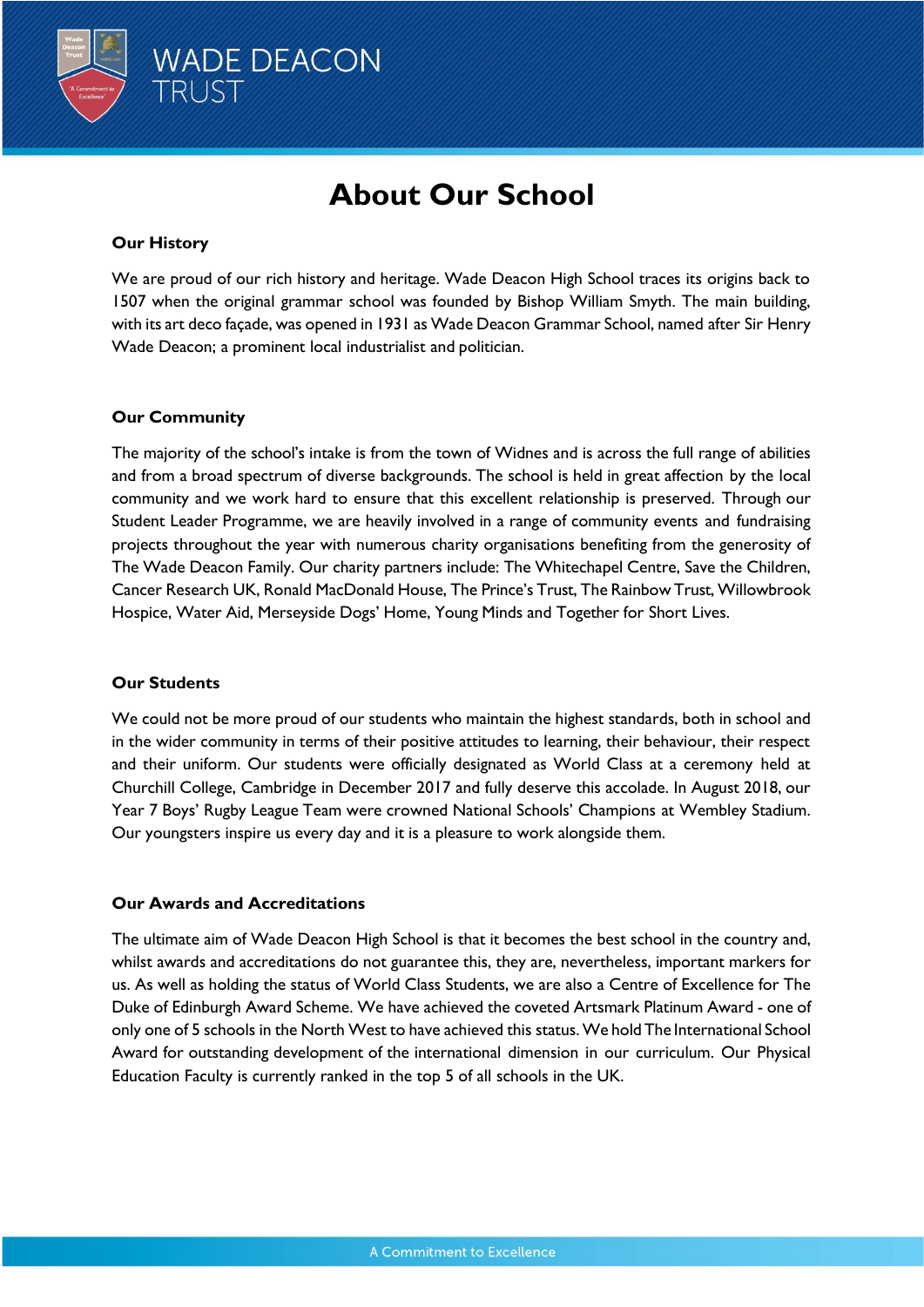# About Our School

### Our History

We are proud of our rich history and heritage. Wade Deacon High School traces its origins back to 1507 when the original grammar school was founded by Bishop William Smyth. The main building, with its art deco façade, was opened in 1931 as Wade Deacon Grammar School, named after Sir Henry Wade Deacon; a prominent local industrialist and politician.

### Our Community

The majority of the school's intake is from the town of Widnes and is across the full range of abilities and from a broad spectrum of diverse backgrounds. The school is held in great affection by the local community and we work hard to ensure that this excellent relationship is preserved. Through our Student Leader Programme, we are heavily involved in a range of community events and fundraising projects throughout the year with numerous charity organisations benefiting from the generosity of The Wade Deacon Family. Our charity partners include: The Whitechapel Centre, Save the Children, Cancer Research UK, Ronald MacDonald House, The Prince's Trust, The Rainbow Trust, Willowbrook Hospice, Water Aid, Merseyside Dogs' Home, Young Minds and Together for Short Lives.

### Our Students

We could not be more proud of our students who maintain the highest standards, both in school and in the wider community in terms of their positive attitudes to learning, their behaviour, their respect and their uniform. Our students were officially designated as World Class at a ceremony held at Churchill College, Cambridge in December 2017 and fully deserve this accolade. In August 2018, our Year 7 Boys' Rugby League Team were crowned National Schools' Champions at Wembley Stadium. Our youngsters inspire us every day and it is a pleasure to work alongside them.

### Our Awards and Accreditations

The ultimate aim of Wade Deacon High School is that it becomes the best school in the country and, whilst awards and accreditations do not guarantee this, they are, nevertheless, important markers for us. As well as holding the status of World Class Students, we are also a Centre of Excellence for The Duke of Edinburgh Award Scheme. We have achieved the coveted Artsmark Platinum Award - one of only one of 5 schools in the North West to have achieved this status. We hold The International School Award for outstanding development of the international dimension in our curriculum. Our Physical Education Faculty is currently ranked in the top 5 of all schools in the UK.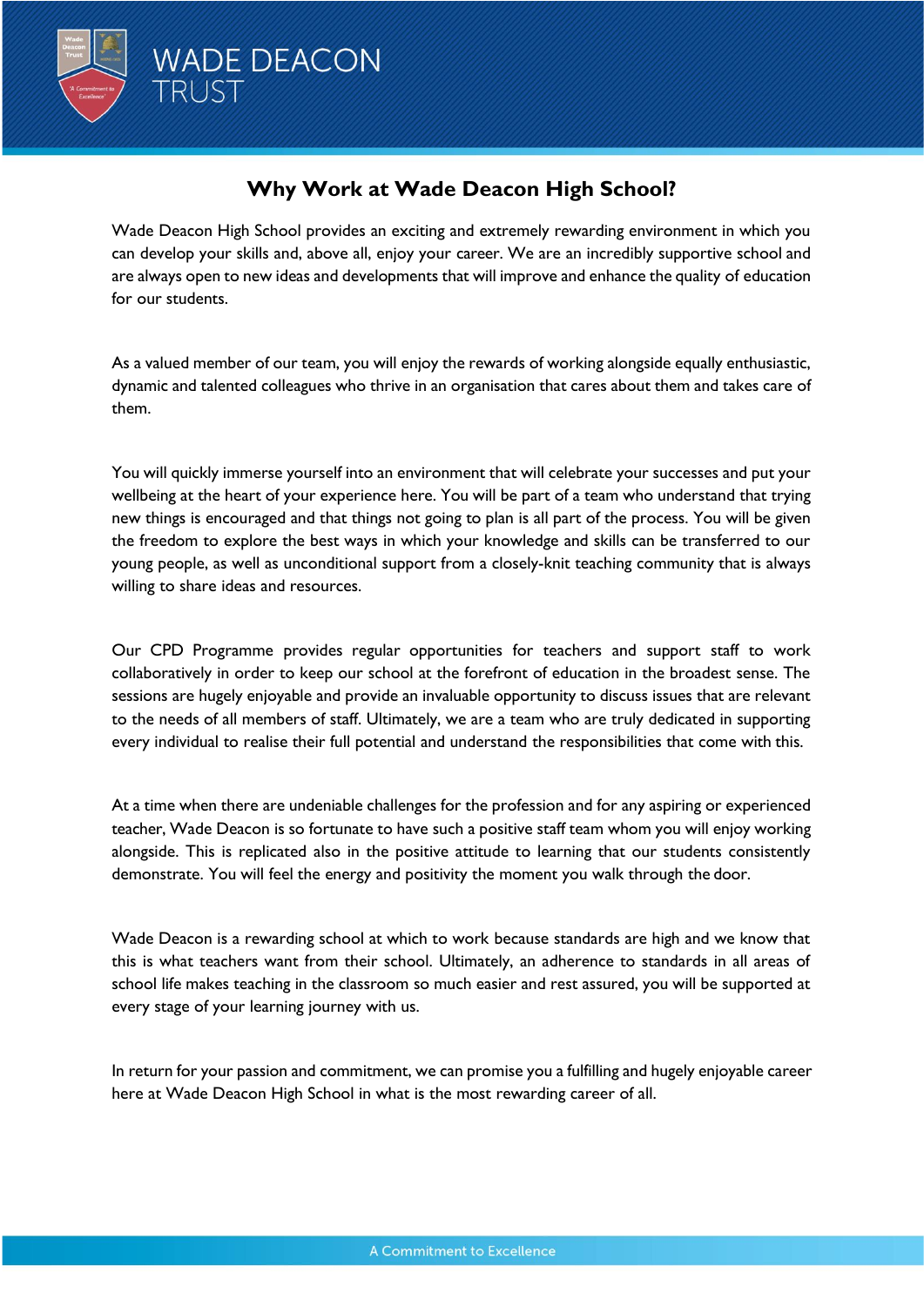# Why Work at Wade Deacon High School?

Wade Deacon High School provides an exciting and extremely rewarding environment in which you can develop your skills and, above all, enjoy your career. We are an incredibly supportive school and are always open to new ideas and developments that will improve and enhance the quality of education for our students.

As a valued member of our team, you will enjoy the rewards of working alongside equally enthusiastic, dynamic and talented colleagues who thrive in an organisation that cares about them and takes care of them.

You will quickly immerse yourself into an environment that will celebrate your successes and put your wellbeing at the heart of your experience here. You will be part of a team who understand that trying new things is encouraged and that things not going to plan is all part of the process. You will be given the freedom to explore the best ways in which your knowledge and skills can be transferred to our young people, as well as unconditional support from a closely-knit teaching community that is always willing to share ideas and resources.

Our CPD Programme provides regular opportunities for teachers and support staff to work collaboratively in order to keep our school at the forefront of education in the broadest sense. The sessions are hugely enjoyable and provide an invaluable opportunity to discuss issues that are relevant to the needs of all members of staff. Ultimately, we are a team who are truly dedicated in supporting every individual to realise their full potential and understand the responsibilities that come with this.

At a time when there are undeniable challenges for the profession and for any aspiring or experienced teacher, Wade Deacon is so fortunate to have such a positive staff team whom you will enjoy working alongside. This is replicated also in the positive attitude to learning that our students consistently demonstrate. You will feel the energy and positivity the moment you walk through the door.

Wade Deacon is a rewarding school at which to work because standards are high and we know that this is what teachers want from their school. Ultimately, an adherence to standards in all areas of school life makes teaching in the classroom so much easier and rest assured, you will be supported at every stage of your learning journey with us.

In return for your passion and commitment, we can promise you a fulfilling and hugely enjoyable career here at Wade Deacon High School in what is the most rewarding career of all.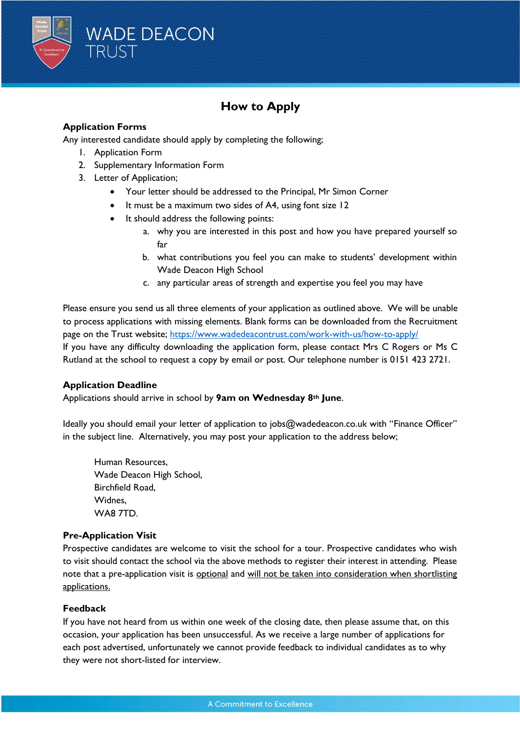# How to Apply

## Application Forms

Any interested candidate should apply by completing the following;

1. Application Form
2. Supplementary Information Form
3. Letter of Application;
   - Your letter should be addressed to the Principal, Mr Simon Corner
   - It must be a maximum two sides of A4, using font size 12
   - It should address the following points:
     a. why you are interested in this post and how you have prepared yourself so far
     b. what contributions you feel you can make to students' development within Wade Deacon High School
     c. any particular areas of strength and expertise you feel you may have

Please ensure you send us all three elements of your application as outlined above. We will be unable to process applications with missing elements. Blank forms can be downloaded from the Recruitment page on the Trust website; https://www.wadedeacontrust.com/work-with-us/how-to-apply/

If you have any difficulty downloading the application form, please contact Mrs C Rogers or Ms C Rutland at the school to request a copy by email or post. Our telephone number is 0151 423 2721.

## Application Deadline

Applications should arrive in school by **9am on Wednesday 8th June**.

Ideally you should email your letter of application to jobs@wadedeacon.co.uk with "Finance Officer" in the subject line. Alternatively, you may post your application to the address below;

Human Resources,
Wade Deacon High School,
Birchfield Road,
Widnes,
WA8 7TD.

## Pre-Application Visit

Prospective candidates are welcome to visit the school for a tour. Prospective candidates who wish to visit should contact the school via the above methods to register their interest in attending. Please note that a pre-application visit is optional and will not be taken into consideration when shortlisting applications.

## Feedback

If you have not heard from us within one week of the closing date, then please assume that, on this occasion, your application has been unsuccessful. As we receive a large number of applications for each post advertised, unfortunately we cannot provide feedback to individual candidates as to why they were not short-listed for interview.